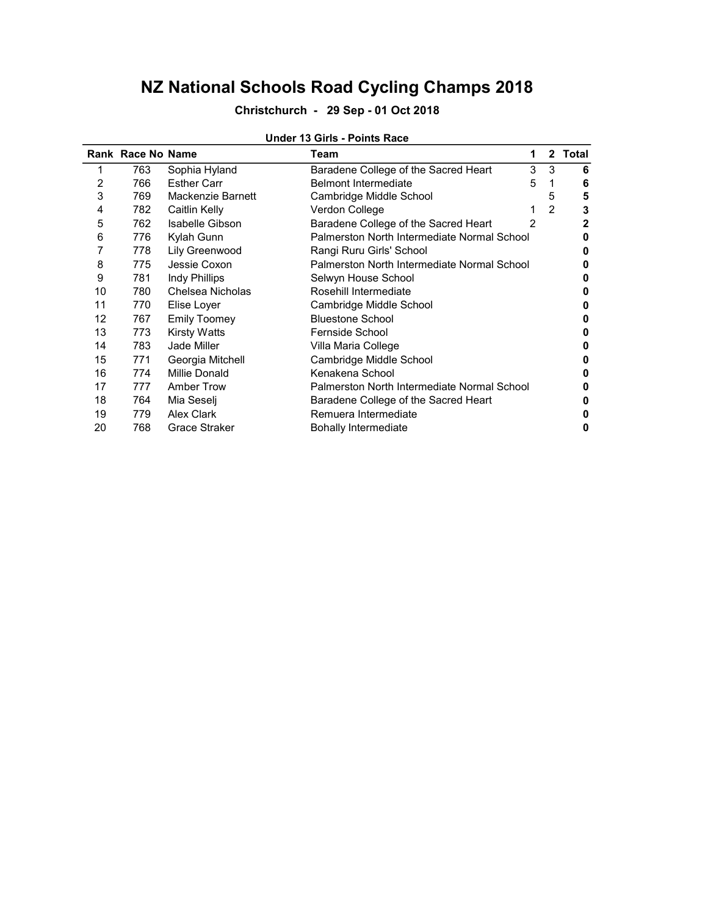# NZ National Schools Road Cycling Champs 2018

**Christchurch - 29 Sep - 01 Oct 2018**

**Under 13 Girls - Points Race**

| Rank | Race No | Name | Team | 1 | 2 | Total |
|---|---|---|---|---|---|---|
| 1 | 763 | Sophia Hyland | Baradene College of the Sacred Heart | 3 | 3 | **6** |
| 2 | 766 | Esther Carr | Belmont Intermediate | 5 | 1 | **6** |
| 3 | 769 | Mackenzie Barnett | Cambridge Middle School | | 5 | **5** |
| 4 | 782 | Caitlin Kelly | Verdon College | 1 | 2 | **3** |
| 5 | 762 | Isabelle Gibson | Baradene College of the Sacred Heart | 2 | | **2** |
| 6 | 776 | Kylah Gunn | Palmerston North Intermediate Normal School | | | **0** |
| 7 | 778 | Lily Greenwood | Rangi Ruru Girls' School | | | **0** |
| 8 | 775 | Jessie Coxon | Palmerston North Intermediate Normal School | | | **0** |
| 9 | 781 | Indy Phillips | Selwyn House School | | | **0** |
| 10 | 780 | Chelsea Nicholas | Rosehill Intermediate | | | **0** |
| 11 | 770 | Elise Loyer | Cambridge Middle School | | | **0** |
| 12 | 767 | Emily Toomey | Bluestone School | | | **0** |
| 13 | 773 | Kirsty Watts | Fernside School | | | **0** |
| 14 | 783 | Jade Miller | Villa Maria College | | | **0** |
| 15 | 771 | Georgia Mitchell | Cambridge Middle School | | | **0** |
| 16 | 774 | Millie Donald | Kenakena School | | | **0** |
| 17 | 777 | Amber Trow | Palmerston North Intermediate Normal School | | | **0** |
| 18 | 764 | Mia Seselj | Baradene College of the Sacred Heart | | | **0** |
| 19 | 779 | Alex Clark | Remuera Intermediate | | | **0** |
| 20 | 768 | Grace Straker | Bohally Intermediate | | | **0** |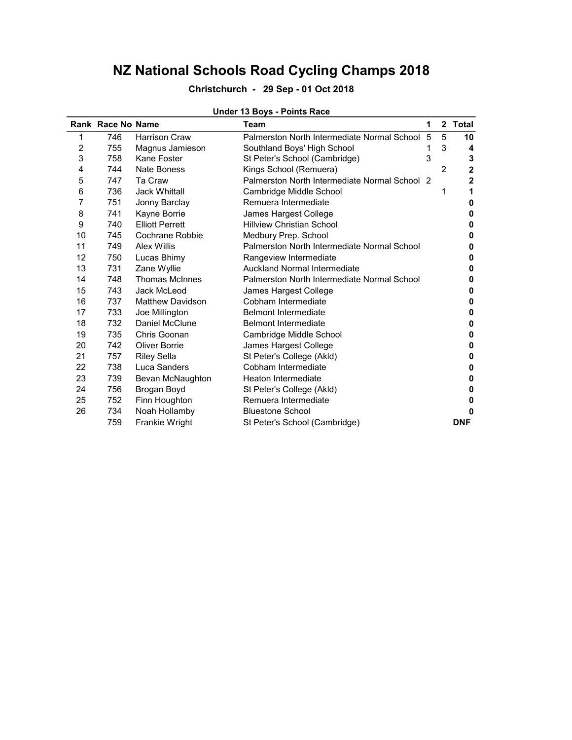# NZ National Schools Road Cycling Champs 2018

**Christchurch - 29 Sep - 01 Oct 2018**

**Under 13 Boys - Points Race**

| Rank | Race No | Name | Team | 1 | 2 | Total |
|---|---|---|---|---|---|---|
| 1 | 746 | Harrison Craw | Palmerston North Intermediate Normal School | 5 | 5 | **10** |
| 2 | 755 | Magnus Jamieson | Southland Boys' High School | 1 | 3 | **4** |
| 3 | 758 | Kane Foster | St Peter's School (Cambridge) | 3 | | **3** |
| 4 | 744 | Nate Boness | Kings School (Remuera) | | 2 | **2** |
| 5 | 747 | Ta Craw | Palmerston North Intermediate Normal School | 2 | | **2** |
| 6 | 736 | Jack Whittall | Cambridge Middle School | | 1 | **1** |
| 7 | 751 | Jonny Barclay | Remuera Intermediate | | | **0** |
| 8 | 741 | Kayne Borrie | James Hargest College | | | **0** |
| 9 | 740 | Elliott Perrett | Hillview Christian School | | | **0** |
| 10 | 745 | Cochrane Robbie | Medbury Prep. School | | | **0** |
| 11 | 749 | Alex Willis | Palmerston North Intermediate Normal School | | | **0** |
| 12 | 750 | Lucas Bhimy | Rangeview Intermediate | | | **0** |
| 13 | 731 | Zane Wyllie | Auckland Normal Intermediate | | | **0** |
| 14 | 748 | Thomas McInnes | Palmerston North Intermediate Normal School | | | **0** |
| 15 | 743 | Jack McLeod | James Hargest College | | | **0** |
| 16 | 737 | Matthew Davidson | Cobham Intermediate | | | **0** |
| 17 | 733 | Joe Millington | Belmont Intermediate | | | **0** |
| 18 | 732 | Daniel McClune | Belmont Intermediate | | | **0** |
| 19 | 735 | Chris Goonan | Cambridge Middle School | | | **0** |
| 20 | 742 | Oliver Borrie | James Hargest College | | | **0** |
| 21 | 757 | Riley Sella | St Peter's College (Akld) | | | **0** |
| 22 | 738 | Luca Sanders | Cobham Intermediate | | | **0** |
| 23 | 739 | Bevan McNaughton | Heaton Intermediate | | | **0** |
| 24 | 756 | Brogan Boyd | St Peter's College (Akld) | | | **0** |
| 25 | 752 | Finn Houghton | Remuera Intermediate | | | **0** |
| 26 | 734 | Noah Hollamby | Bluestone School | | | **0** |
| | 759 | Frankie Wright | St Peter's School (Cambridge) | | | **DNF** |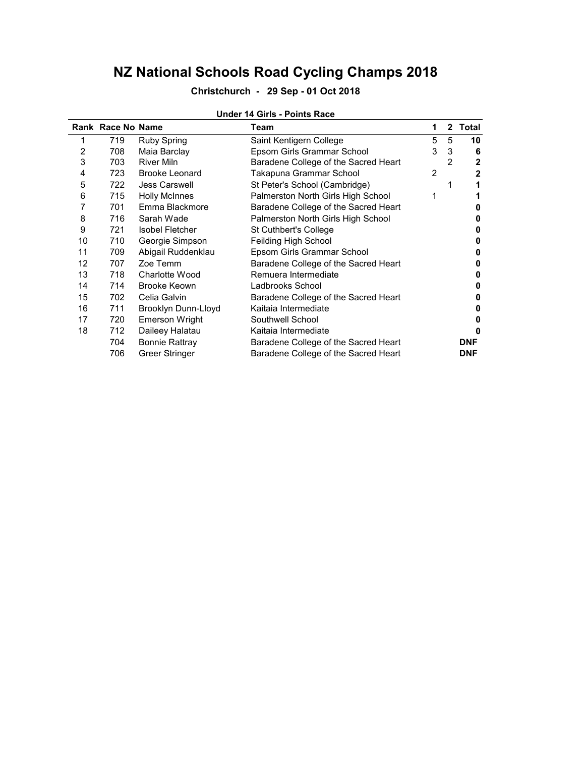# NZ National Schools Road Cycling Champs 2018

**Christchurch - 29 Sep - 01 Oct 2018**

**Under 14 Girls - Points Race**

| Rank | Race No | Name | Team | 1 | 2 | Total |
|---|---|---|---|---|---|---|
| 1 | 719 | Ruby Spring | Saint Kentigern College | 5 | 5 | **10** |
| 2 | 708 | Maia Barclay | Epsom Girls Grammar School | 3 | 3 | **6** |
| 3 | 703 | River Miln | Baradene College of the Sacred Heart | | 2 | **2** |
| 4 | 723 | Brooke Leonard | Takapuna Grammar School | 2 | | **2** |
| 5 | 722 | Jess Carswell | St Peter's School (Cambridge) | | 1 | **1** |
| 6 | 715 | Holly McInnes | Palmerston North Girls High School | 1 | | **1** |
| 7 | 701 | Emma Blackmore | Baradene College of the Sacred Heart | | | **0** |
| 8 | 716 | Sarah Wade | Palmerston North Girls High School | | | **0** |
| 9 | 721 | Isobel Fletcher | St Cuthbert's College | | | **0** |
| 10 | 710 | Georgie Simpson | Feilding High School | | | **0** |
| 11 | 709 | Abigail Ruddenklau | Epsom Girls Grammar School | | | **0** |
| 12 | 707 | Zoe Temm | Baradene College of the Sacred Heart | | | **0** |
| 13 | 718 | Charlotte Wood | Remuera Intermediate | | | **0** |
| 14 | 714 | Brooke Keown | Ladbrooks School | | | **0** |
| 15 | 702 | Celia Galvin | Baradene College of the Sacred Heart | | | **0** |
| 16 | 711 | Brooklyn Dunn-Lloyd | Kaitaia Intermediate | | | **0** |
| 17 | 720 | Emerson Wright | Southwell School | | | **0** |
| 18 | 712 | Daileey Halatau | Kaitaia Intermediate | | | **0** |
| | 704 | Bonnie Rattray | Baradene College of the Sacred Heart | | | **DNF** |
| | 706 | Greer Stringer | Baradene College of the Sacred Heart | | | **DNF** |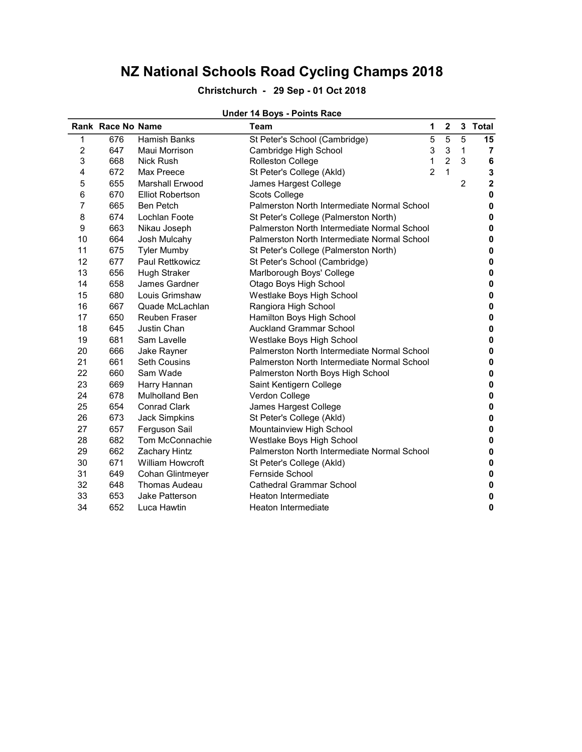# NZ National Schools Road Cycling Champs 2018

**Christchurch - 29 Sep - 01 Oct 2018**

**Under 14 Boys - Points Race**

| Rank | Race No | Name | Team | 1 | 2 | 3 | Total |
|---|---|---|---|---|---|---|---|
| 1 | 676 | Hamish Banks | St Peter's School (Cambridge) | 5 | 5 | 5 | **15** |
| 2 | 647 | Maui Morrison | Cambridge High School | 3 | 3 | 1 | **7** |
| 3 | 668 | Nick Rush | Rolleston College | 1 | 2 | 3 | **6** |
| 4 | 672 | Max Preece | St Peter's College (Akld) | 2 | 1 | | **3** |
| 5 | 655 | Marshall Erwood | James Hargest College | | | 2 | **2** |
| 6 | 670 | Elliot Robertson | Scots College | | | | **0** |
| 7 | 665 | Ben Petch | Palmerston North Intermediate Normal School | | | | **0** |
| 8 | 674 | Lochlan Foote | St Peter's College (Palmerston North) | | | | **0** |
| 9 | 663 | Nikau Joseph | Palmerston North Intermediate Normal School | | | | **0** |
| 10 | 664 | Josh Mulcahy | Palmerston North Intermediate Normal School | | | | **0** |
| 11 | 675 | Tyler Mumby | St Peter's College (Palmerston North) | | | | **0** |
| 12 | 677 | Paul Rettkowicz | St Peter's School (Cambridge) | | | | **0** |
| 13 | 656 | Hugh Straker | Marlborough Boys' College | | | | **0** |
| 14 | 658 | James Gardner | Otago Boys High School | | | | **0** |
| 15 | 680 | Louis Grimshaw | Westlake Boys High School | | | | **0** |
| 16 | 667 | Quade McLachlan | Rangiora High School | | | | **0** |
| 17 | 650 | Reuben Fraser | Hamilton Boys High School | | | | **0** |
| 18 | 645 | Justin Chan | Auckland Grammar School | | | | **0** |
| 19 | 681 | Sam Lavelle | Westlake Boys High School | | | | **0** |
| 20 | 666 | Jake Rayner | Palmerston North Intermediate Normal School | | | | **0** |
| 21 | 661 | Seth Cousins | Palmerston North Intermediate Normal School | | | | **0** |
| 22 | 660 | Sam Wade | Palmerston North Boys High School | | | | **0** |
| 23 | 669 | Harry Hannan | Saint Kentigern College | | | | **0** |
| 24 | 678 | Mulholland Ben | Verdon College | | | | **0** |
| 25 | 654 | Conrad Clark | James Hargest College | | | | **0** |
| 26 | 673 | Jack Simpkins | St Peter's College (Akld) | | | | **0** |
| 27 | 657 | Ferguson Sail | Mountainview High School | | | | **0** |
| 28 | 682 | Tom McConnachie | Westlake Boys High School | | | | **0** |
| 29 | 662 | Zachary Hintz | Palmerston North Intermediate Normal School | | | | **0** |
| 30 | 671 | William Howcroft | St Peter's College (Akld) | | | | **0** |
| 31 | 649 | Cohan Glintmeyer | Fernside School | | | | **0** |
| 32 | 648 | Thomas Audeau | Cathedral Grammar School | | | | **0** |
| 33 | 653 | Jake Patterson | Heaton Intermediate | | | | **0** |
| 34 | 652 | Luca Hawtin | Heaton Intermediate | | | | **0** |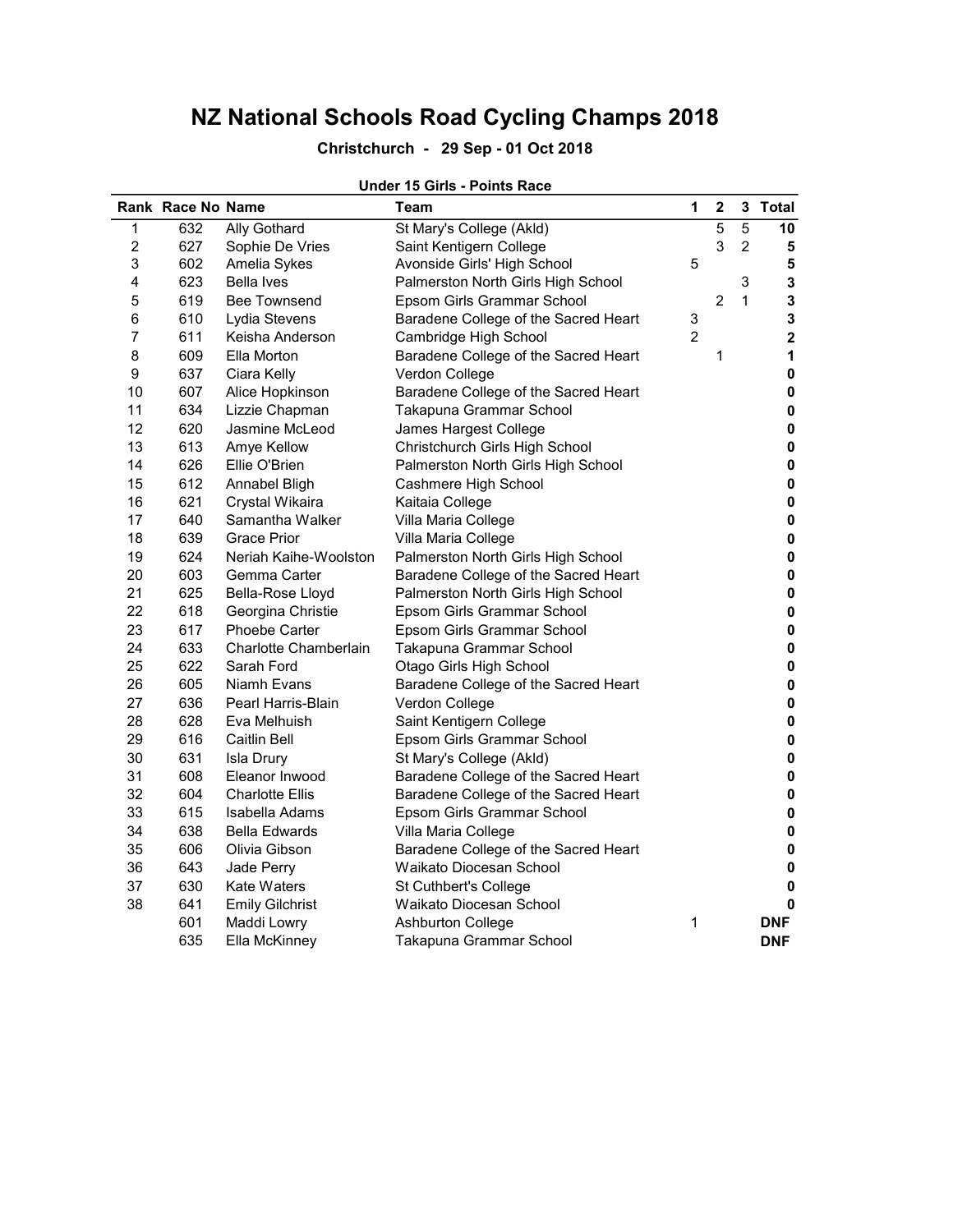# NZ National Schools Road Cycling Champs 2018

**Christchurch - 29 Sep - 01 Oct 2018**

**Under 15 Girls - Points Race**

| Rank | Race No | Name | Team | 1 | 2 | 3 | Total |
|---|---|---|---|---|---|---|---|
| 1 | 632 | Ally Gothard | St Mary's College (Akld) | | 5 | 5 | **10** |
| 2 | 627 | Sophie De Vries | Saint Kentigern College | | 3 | 2 | **5** |
| 3 | 602 | Amelia Sykes | Avonside Girls' High School | 5 | | | **5** |
| 4 | 623 | Bella Ives | Palmerston North Girls High School | | | 3 | **3** |
| 5 | 619 | Bee Townsend | Epsom Girls Grammar School | | 2 | 1 | **3** |
| 6 | 610 | Lydia Stevens | Baradene College of the Sacred Heart | 3 | | | **3** |
| 7 | 611 | Keisha Anderson | Cambridge High School | 2 | | | **2** |
| 8 | 609 | Ella Morton | Baradene College of the Sacred Heart | | 1 | | **1** |
| 9 | 637 | Ciara Kelly | Verdon College | | | | **0** |
| 10 | 607 | Alice Hopkinson | Baradene College of the Sacred Heart | | | | **0** |
| 11 | 634 | Lizzie Chapman | Takapuna Grammar School | | | | **0** |
| 12 | 620 | Jasmine McLeod | James Hargest College | | | | **0** |
| 13 | 613 | Amye Kellow | Christchurch Girls High School | | | | **0** |
| 14 | 626 | Ellie O'Brien | Palmerston North Girls High School | | | | **0** |
| 15 | 612 | Annabel Bligh | Cashmere High School | | | | **0** |
| 16 | 621 | Crystal Wikaira | Kaitaia College | | | | **0** |
| 17 | 640 | Samantha Walker | Villa Maria College | | | | **0** |
| 18 | 639 | Grace Prior | Villa Maria College | | | | **0** |
| 19 | 624 | Neriah Kaihe-Woolston | Palmerston North Girls High School | | | | **0** |
| 20 | 603 | Gemma Carter | Baradene College of the Sacred Heart | | | | **0** |
| 21 | 625 | Bella-Rose Lloyd | Palmerston North Girls High School | | | | **0** |
| 22 | 618 | Georgina Christie | Epsom Girls Grammar School | | | | **0** |
| 23 | 617 | Phoebe Carter | Epsom Girls Grammar School | | | | **0** |
| 24 | 633 | Charlotte Chamberlain | Takapuna Grammar School | | | | **0** |
| 25 | 622 | Sarah Ford | Otago Girls High School | | | | **0** |
| 26 | 605 | Niamh Evans | Baradene College of the Sacred Heart | | | | **0** |
| 27 | 636 | Pearl Harris-Blain | Verdon College | | | | **0** |
| 28 | 628 | Eva Melhuish | Saint Kentigern College | | | | **0** |
| 29 | 616 | Caitlin Bell | Epsom Girls Grammar School | | | | **0** |
| 30 | 631 | Isla Drury | St Mary's College (Akld) | | | | **0** |
| 31 | 608 | Eleanor Inwood | Baradene College of the Sacred Heart | | | | **0** |
| 32 | 604 | Charlotte Ellis | Baradene College of the Sacred Heart | | | | **0** |
| 33 | 615 | Isabella Adams | Epsom Girls Grammar School | | | | **0** |
| 34 | 638 | Bella Edwards | Villa Maria College | | | | **0** |
| 35 | 606 | Olivia Gibson | Baradene College of the Sacred Heart | | | | **0** |
| 36 | 643 | Jade Perry | Waikato Diocesan School | | | | **0** |
| 37 | 630 | Kate Waters | St Cuthbert's College | | | | **0** |
| 38 | 641 | Emily Gilchrist | Waikato Diocesan School | | | | **0** |
| | 601 | Maddi Lowry | Ashburton College | 1 | | | **DNF** |
| | 635 | Ella McKinney | Takapuna Grammar School | | | | **DNF** |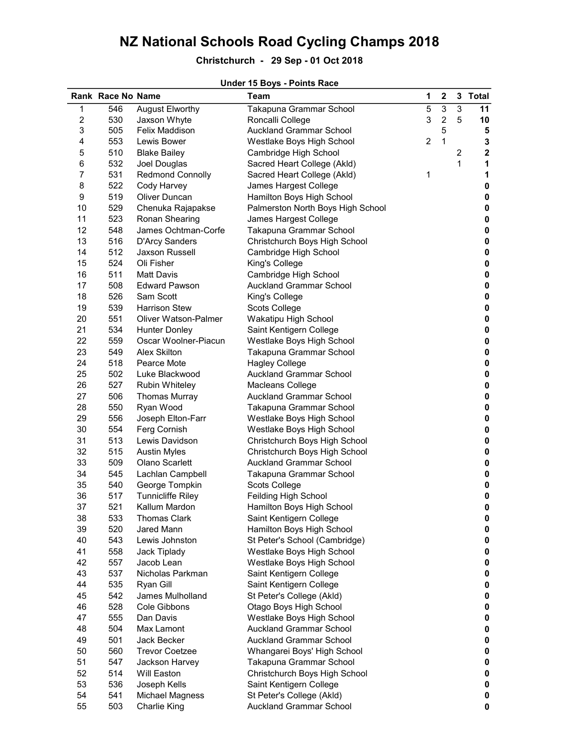# NZ National Schools Road Cycling Champs 2018

**Christchurch - 29 Sep - 01 Oct 2018**

**Under 15 Boys - Points Race**

| Rank | Race No | Name | Team | 1 | 2 | 3 | Total |
|---|---|---|---|---|---|---|---|
| 1 | 546 | August Elworthy | Takapuna Grammar School | 5 | 3 | 3 | **11** |
| 2 | 530 | Jaxson Whyte | Roncalli College | 3 | 2 | 5 | **10** |
| 3 | 505 | Felix Maddison | Auckland Grammar School | | 5 | | **5** |
| 4 | 553 | Lewis Bower | Westlake Boys High School | 2 | 1 | | **3** |
| 5 | 510 | Blake Bailey | Cambridge High School | | | 2 | **2** |
| 6 | 532 | Joel Douglas | Sacred Heart College (Akld) | | | 1 | **1** |
| 7 | 531 | Redmond Connolly | Sacred Heart College (Akld) | 1 | | | **1** |
| 8 | 522 | Cody Harvey | James Hargest College | | | | **0** |
| 9 | 519 | Oliver Duncan | Hamilton Boys High School | | | | **0** |
| 10 | 529 | Chenuka Rajapakse | Palmerston North Boys High School | | | | **0** |
| 11 | 523 | Ronan Shearing | James Hargest College | | | | **0** |
| 12 | 548 | James Ochtman-Corfe | Takapuna Grammar School | | | | **0** |
| 13 | 516 | D'Arcy Sanders | Christchurch Boys High School | | | | **0** |
| 14 | 512 | Jaxson Russell | Cambridge High School | | | | **0** |
| 15 | 524 | Oli Fisher | King's College | | | | **0** |
| 16 | 511 | Matt Davis | Cambridge High School | | | | **0** |
| 17 | 508 | Edward Pawson | Auckland Grammar School | | | | **0** |
| 18 | 526 | Sam Scott | King's College | | | | **0** |
| 19 | 539 | Harrison Stew | Scots College | | | | **0** |
| 20 | 551 | Oliver Watson-Palmer | Wakatipu High School | | | | **0** |
| 21 | 534 | Hunter Donley | Saint Kentigern College | | | | **0** |
| 22 | 559 | Oscar Woolner-Piacun | Westlake Boys High School | | | | **0** |
| 23 | 549 | Alex Skilton | Takapuna Grammar School | | | | **0** |
| 24 | 518 | Pearce Mote | Hagley College | | | | **0** |
| 25 | 502 | Luke Blackwood | Auckland Grammar School | | | | **0** |
| 26 | 527 | Rubin Whiteley | Macleans College | | | | **0** |
| 27 | 506 | Thomas Murray | Auckland Grammar School | | | | **0** |
| 28 | 550 | Ryan Wood | Takapuna Grammar School | | | | **0** |
| 29 | 556 | Joseph Elton-Farr | Westlake Boys High School | | | | **0** |
| 30 | 554 | Ferg Cornish | Westlake Boys High School | | | | **0** |
| 31 | 513 | Lewis Davidson | Christchurch Boys High School | | | | **0** |
| 32 | 515 | Austin Myles | Christchurch Boys High School | | | | **0** |
| 33 | 509 | Olano Scarlett | Auckland Grammar School | | | | **0** |
| 34 | 545 | Lachlan Campbell | Takapuna Grammar School | | | | **0** |
| 35 | 540 | George Tompkin | Scots College | | | | **0** |
| 36 | 517 | Tunnicliffe Riley | Feilding High School | | | | **0** |
| 37 | 521 | Kallum Mardon | Hamilton Boys High School | | | | **0** |
| 38 | 533 | Thomas Clark | Saint Kentigern College | | | | **0** |
| 39 | 520 | Jared Mann | Hamilton Boys High School | | | | **0** |
| 40 | 543 | Lewis Johnston | St Peter's School (Cambridge) | | | | **0** |
| 41 | 558 | Jack Tiplady | Westlake Boys High School | | | | **0** |
| 42 | 557 | Jacob Lean | Westlake Boys High School | | | | **0** |
| 43 | 537 | Nicholas Parkman | Saint Kentigern College | | | | **0** |
| 44 | 535 | Ryan Gill | Saint Kentigern College | | | | **0** |
| 45 | 542 | James Mulholland | St Peter's College (Akld) | | | | **0** |
| 46 | 528 | Cole Gibbons | Otago Boys High School | | | | **0** |
| 47 | 555 | Dan Davis | Westlake Boys High School | | | | **0** |
| 48 | 504 | Max Lamont | Auckland Grammar School | | | | **0** |
| 49 | 501 | Jack Becker | Auckland Grammar School | | | | **0** |
| 50 | 560 | Trevor Coetzee | Whangarei Boys' High School | | | | **0** |
| 51 | 547 | Jackson Harvey | Takapuna Grammar School | | | | **0** |
| 52 | 514 | Will Easton | Christchurch Boys High School | | | | **0** |
| 53 | 536 | Joseph Kells | Saint Kentigern College | | | | **0** |
| 54 | 541 | Michael Magness | St Peter's College (Akld) | | | | **0** |
| 55 | 503 | Charlie King | Auckland Grammar School | | | | **0** |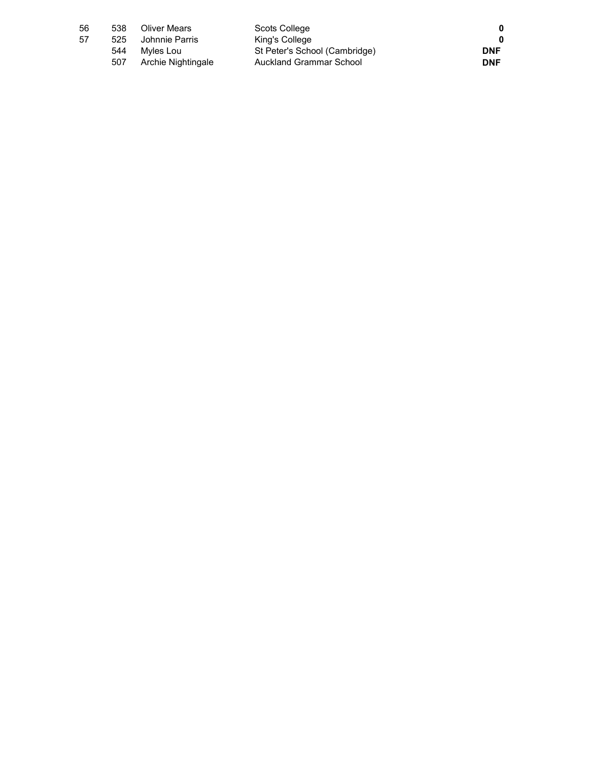| | | | | |
|---|---|---|---|---|
| 56 | 538 | Oliver Mears | Scots College | **0** |
| 57 | 525 | Johnnie Parris | King's College | **0** |
| | 544 | Myles Lou | St Peter's School (Cambridge) | **DNF** |
| | 507 | Archie Nightingale | Auckland Grammar School | **DNF** |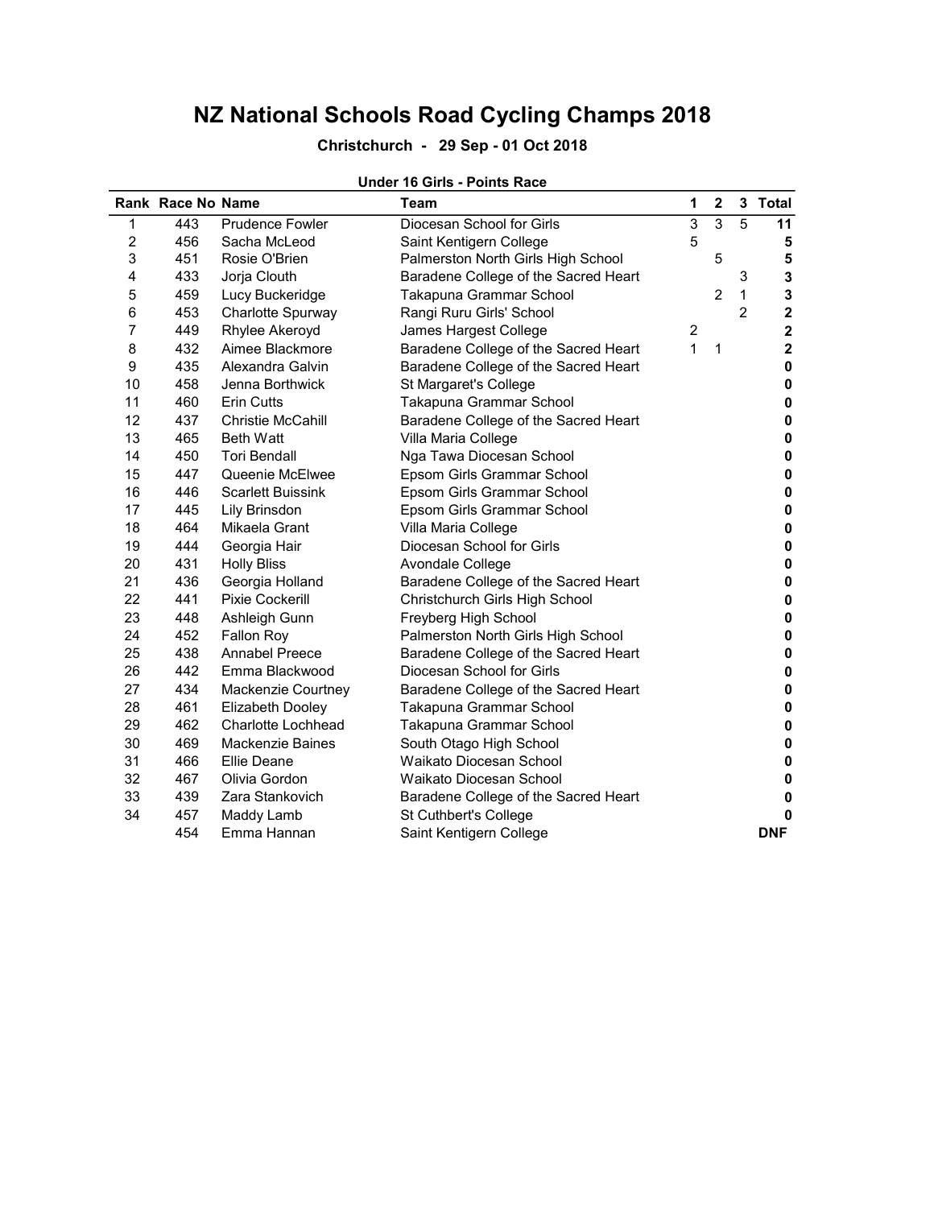# NZ National Schools Road Cycling Champs 2018

**Christchurch - 29 Sep - 01 Oct 2018**

**Under 16 Girls - Points Race**

| Rank | Race No | Name | Team | 1 | 2 | 3 | Total |
|---|---|---|---|---|---|---|---|
| 1 | 443 | Prudence Fowler | Diocesan School for Girls | 3 | 3 | 5 | **11** |
| 2 | 456 | Sacha McLeod | Saint Kentigern College | 5 | | | **5** |
| 3 | 451 | Rosie O'Brien | Palmerston North Girls High School | | 5 | | **5** |
| 4 | 433 | Jorja Clouth | Baradene College of the Sacred Heart | | | 3 | **3** |
| 5 | 459 | Lucy Buckeridge | Takapuna Grammar School | | 2 | 1 | **3** |
| 6 | 453 | Charlotte Spurway | Rangi Ruru Girls' School | | | 2 | **2** |
| 7 | 449 | Rhylee Akeroyd | James Hargest College | 2 | | | **2** |
| 8 | 432 | Aimee Blackmore | Baradene College of the Sacred Heart | 1 | 1 | | **2** |
| 9 | 435 | Alexandra Galvin | Baradene College of the Sacred Heart | | | | **0** |
| 10 | 458 | Jenna Borthwick | St Margaret's College | | | | **0** |
| 11 | 460 | Erin Cutts | Takapuna Grammar School | | | | **0** |
| 12 | 437 | Christie McCahill | Baradene College of the Sacred Heart | | | | **0** |
| 13 | 465 | Beth Watt | Villa Maria College | | | | **0** |
| 14 | 450 | Tori Bendall | Nga Tawa Diocesan School | | | | **0** |
| 15 | 447 | Queenie McElwee | Epsom Girls Grammar School | | | | **0** |
| 16 | 446 | Scarlett Buissink | Epsom Girls Grammar School | | | | **0** |
| 17 | 445 | Lily Brinsdon | Epsom Girls Grammar School | | | | **0** |
| 18 | 464 | Mikaela Grant | Villa Maria College | | | | **0** |
| 19 | 444 | Georgia Hair | Diocesan School for Girls | | | | **0** |
| 20 | 431 | Holly Bliss | Avondale College | | | | **0** |
| 21 | 436 | Georgia Holland | Baradene College of the Sacred Heart | | | | **0** |
| 22 | 441 | Pixie Cockerill | Christchurch Girls High School | | | | **0** |
| 23 | 448 | Ashleigh Gunn | Freyberg High School | | | | **0** |
| 24 | 452 | Fallon Roy | Palmerston North Girls High School | | | | **0** |
| 25 | 438 | Annabel Preece | Baradene College of the Sacred Heart | | | | **0** |
| 26 | 442 | Emma Blackwood | Diocesan School for Girls | | | | **0** |
| 27 | 434 | Mackenzie Courtney | Baradene College of the Sacred Heart | | | | **0** |
| 28 | 461 | Elizabeth Dooley | Takapuna Grammar School | | | | **0** |
| 29 | 462 | Charlotte Lochhead | Takapuna Grammar School | | | | **0** |
| 30 | 469 | Mackenzie Baines | South Otago High School | | | | **0** |
| 31 | 466 | Ellie Deane | Waikato Diocesan School | | | | **0** |
| 32 | 467 | Olivia Gordon | Waikato Diocesan School | | | | **0** |
| 33 | 439 | Zara Stankovich | Baradene College of the Sacred Heart | | | | **0** |
| 34 | 457 | Maddy Lamb | St Cuthbert's College | | | | **0** |
| | 454 | Emma Hannan | Saint Kentigern College | | | | **DNF** |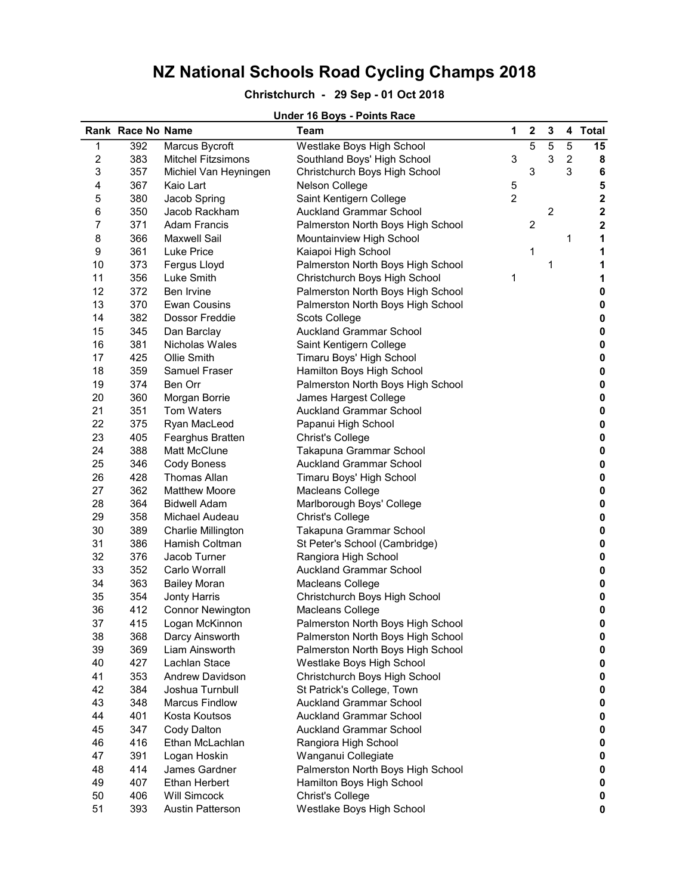# NZ National Schools Road Cycling Champs 2018

**Christchurch - 29 Sep - 01 Oct 2018**

**Under 16 Boys - Points Race**

| Rank | Race No | Name | Team | 1 | 2 | 3 | 4 | Total |
|---|---|---|---|---|---|---|---|---|
| 1 | 392 | Marcus Bycroft | Westlake Boys High School | | 5 | 5 | 5 | **15** |
| 2 | 383 | Mitchel Fitzsimons | Southland Boys' High School | 3 | | 3 | 2 | **8** |
| 3 | 357 | Michiel Van Heyningen | Christchurch Boys High School | | 3 | | 3 | **6** |
| 4 | 367 | Kaio Lart | Nelson College | 5 | | | | **5** |
| 5 | 380 | Jacob Spring | Saint Kentigern College | 2 | | | | **2** |
| 6 | 350 | Jacob Rackham | Auckland Grammar School | | | 2 | | **2** |
| 7 | 371 | Adam Francis | Palmerston North Boys High School | | 2 | | | **2** |
| 8 | 366 | Maxwell Sail | Mountainview High School | | | | 1 | **1** |
| 9 | 361 | Luke Price | Kaiapoi High School | | 1 | | | **1** |
| 10 | 373 | Fergus Lloyd | Palmerston North Boys High School | | | 1 | | **1** |
| 11 | 356 | Luke Smith | Christchurch Boys High School | 1 | | | | **1** |
| 12 | 372 | Ben Irvine | Palmerston North Boys High School | | | | | **0** |
| 13 | 370 | Ewan Cousins | Palmerston North Boys High School | | | | | **0** |
| 14 | 382 | Dossor Freddie | Scots College | | | | | **0** |
| 15 | 345 | Dan Barclay | Auckland Grammar School | | | | | **0** |
| 16 | 381 | Nicholas Wales | Saint Kentigern College | | | | | **0** |
| 17 | 425 | Ollie Smith | Timaru Boys' High School | | | | | **0** |
| 18 | 359 | Samuel Fraser | Hamilton Boys High School | | | | | **0** |
| 19 | 374 | Ben Orr | Palmerston North Boys High School | | | | | **0** |
| 20 | 360 | Morgan Borrie | James Hargest College | | | | | **0** |
| 21 | 351 | Tom Waters | Auckland Grammar School | | | | | **0** |
| 22 | 375 | Ryan MacLeod | Papanui High School | | | | | **0** |
| 23 | 405 | Fearghus Bratten | Christ's College | | | | | **0** |
| 24 | 388 | Matt McClune | Takapuna Grammar School | | | | | **0** |
| 25 | 346 | Cody Boness | Auckland Grammar School | | | | | **0** |
| 26 | 428 | Thomas Allan | Timaru Boys' High School | | | | | **0** |
| 27 | 362 | Matthew Moore | Macleans College | | | | | **0** |
| 28 | 364 | Bidwell Adam | Marlborough Boys' College | | | | | **0** |
| 29 | 358 | Michael Audeau | Christ's College | | | | | **0** |
| 30 | 389 | Charlie Millington | Takapuna Grammar School | | | | | **0** |
| 31 | 386 | Hamish Coltman | St Peter's School (Cambridge) | | | | | **0** |
| 32 | 376 | Jacob Turner | Rangiora High School | | | | | **0** |
| 33 | 352 | Carlo Worrall | Auckland Grammar School | | | | | **0** |
| 34 | 363 | Bailey Moran | Macleans College | | | | | **0** |
| 35 | 354 | Jonty Harris | Christchurch Boys High School | | | | | **0** |
| 36 | 412 | Connor Newington | Macleans College | | | | | **0** |
| 37 | 415 | Logan McKinnon | Palmerston North Boys High School | | | | | **0** |
| 38 | 368 | Darcy Ainsworth | Palmerston North Boys High School | | | | | **0** |
| 39 | 369 | Liam Ainsworth | Palmerston North Boys High School | | | | | **0** |
| 40 | 427 | Lachlan Stace | Westlake Boys High School | | | | | **0** |
| 41 | 353 | Andrew Davidson | Christchurch Boys High School | | | | | **0** |
| 42 | 384 | Joshua Turnbull | St Patrick's College, Town | | | | | **0** |
| 43 | 348 | Marcus Findlow | Auckland Grammar School | | | | | **0** |
| 44 | 401 | Kosta Koutsos | Auckland Grammar School | | | | | **0** |
| 45 | 347 | Cody Dalton | Auckland Grammar School | | | | | **0** |
| 46 | 416 | Ethan McLachlan | Rangiora High School | | | | | **0** |
| 47 | 391 | Logan Hoskin | Wanganui Collegiate | | | | | **0** |
| 48 | 414 | James Gardner | Palmerston North Boys High School | | | | | **0** |
| 49 | 407 | Ethan Herbert | Hamilton Boys High School | | | | | **0** |
| 50 | 406 | Will Simcock | Christ's College | | | | | **0** |
| 51 | 393 | Austin Patterson | Westlake Boys High School | | | | | **0** |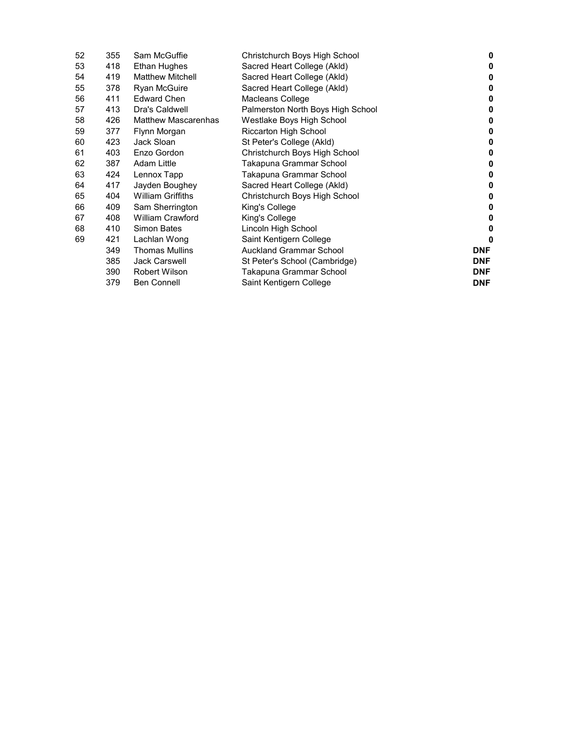| | | | | |
|---|---|---|---|---|
| 52 | 355 | Sam McGuffie | Christchurch Boys High School | **0** |
| 53 | 418 | Ethan Hughes | Sacred Heart College (Akld) | **0** |
| 54 | 419 | Matthew Mitchell | Sacred Heart College (Akld) | **0** |
| 55 | 378 | Ryan McGuire | Sacred Heart College (Akld) | **0** |
| 56 | 411 | Edward Chen | Macleans College | **0** |
| 57 | 413 | Dra's Caldwell | Palmerston North Boys High School | **0** |
| 58 | 426 | Matthew Mascarenhas | Westlake Boys High School | **0** |
| 59 | 377 | Flynn Morgan | Riccarton High School | **0** |
| 60 | 423 | Jack Sloan | St Peter's College (Akld) | **0** |
| 61 | 403 | Enzo Gordon | Christchurch Boys High School | **0** |
| 62 | 387 | Adam Little | Takapuna Grammar School | **0** |
| 63 | 424 | Lennox Tapp | Takapuna Grammar School | **0** |
| 64 | 417 | Jayden Boughey | Sacred Heart College (Akld) | **0** |
| 65 | 404 | William Griffiths | Christchurch Boys High School | **0** |
| 66 | 409 | Sam Sherrington | King's College | **0** |
| 67 | 408 | William Crawford | King's College | **0** |
| 68 | 410 | Simon Bates | Lincoln High School | **0** |
| 69 | 421 | Lachlan Wong | Saint Kentigern College | **0** |
| | 349 | Thomas Mullins | Auckland Grammar School | **DNF** |
| | 385 | Jack Carswell | St Peter's School (Cambridge) | **DNF** |
| | 390 | Robert Wilson | Takapuna Grammar School | **DNF** |
| | 379 | Ben Connell | Saint Kentigern College | **DNF** |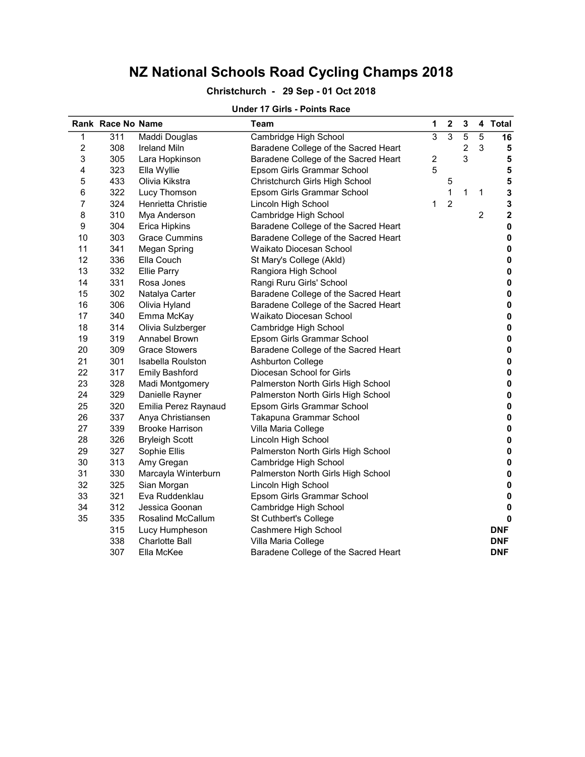# NZ National Schools Road Cycling Champs 2018

### Christchurch - 29 Sep - 01 Oct 2018

#### Under 17 Girls - Points Race

| Rank | Race No | Name | Team | 1 | 2 | 3 | 4 | Total |
|---|---|---|---|---|---|---|---|---|
| 1 | 311 | Maddi Douglas | Cambridge High School | 3 | 3 | 5 | 5 | **16** |
| 2 | 308 | Ireland Miln | Baradene College of the Sacred Heart | | | 2 | 3 | **5** |
| 3 | 305 | Lara Hopkinson | Baradene College of the Sacred Heart | 2 | | 3 | | **5** |
| 4 | 323 | Ella Wyllie | Epsom Girls Grammar School | 5 | | | | **5** |
| 5 | 433 | Olivia Kikstra | Christchurch Girls High School | | 5 | | | **5** |
| 6 | 322 | Lucy Thomson | Epsom Girls Grammar School | | 1 | 1 | 1 | **3** |
| 7 | 324 | Henrietta Christie | Lincoln High School | 1 | 2 | | | **3** |
| 8 | 310 | Mya Anderson | Cambridge High School | | | | 2 | **2** |
| 9 | 304 | Erica Hipkins | Baradene College of the Sacred Heart | | | | | **0** |
| 10 | 303 | Grace Cummins | Baradene College of the Sacred Heart | | | | | **0** |
| 11 | 341 | Megan Spring | Waikato Diocesan School | | | | | **0** |
| 12 | 336 | Ella Couch | St Mary's College (Akld) | | | | | **0** |
| 13 | 332 | Ellie Parry | Rangiora High School | | | | | **0** |
| 14 | 331 | Rosa Jones | Rangi Ruru Girls' School | | | | | **0** |
| 15 | 302 | Natalya Carter | Baradene College of the Sacred Heart | | | | | **0** |
| 16 | 306 | Olivia Hyland | Baradene College of the Sacred Heart | | | | | **0** |
| 17 | 340 | Emma McKay | Waikato Diocesan School | | | | | **0** |
| 18 | 314 | Olivia Sulzberger | Cambridge High School | | | | | **0** |
| 19 | 319 | Annabel Brown | Epsom Girls Grammar School | | | | | **0** |
| 20 | 309 | Grace Stowers | Baradene College of the Sacred Heart | | | | | **0** |
| 21 | 301 | Isabella Roulston | Ashburton College | | | | | **0** |
| 22 | 317 | Emily Bashford | Diocesan School for Girls | | | | | **0** |
| 23 | 328 | Madi Montgomery | Palmerston North Girls High School | | | | | **0** |
| 24 | 329 | Danielle Rayner | Palmerston North Girls High School | | | | | **0** |
| 25 | 320 | Emilia Perez Raynaud | Epsom Girls Grammar School | | | | | **0** |
| 26 | 337 | Anya Christiansen | Takapuna Grammar School | | | | | **0** |
| 27 | 339 | Brooke Harrison | Villa Maria College | | | | | **0** |
| 28 | 326 | Bryleigh Scott | Lincoln High School | | | | | **0** |
| 29 | 327 | Sophie Ellis | Palmerston North Girls High School | | | | | **0** |
| 30 | 313 | Amy Gregan | Cambridge High School | | | | | **0** |
| 31 | 330 | Marcayla Winterburn | Palmerston North Girls High School | | | | | **0** |
| 32 | 325 | Sian Morgan | Lincoln High School | | | | | **0** |
| 33 | 321 | Eva Ruddenklau | Epsom Girls Grammar School | | | | | **0** |
| 34 | 312 | Jessica Goonan | Cambridge High School | | | | | **0** |
| 35 | 335 | Rosalind McCallum | St Cuthbert's College | | | | | **0** |
| | 315 | Lucy Humpheson | Cashmere High School | | | | | **DNF** |
| | 338 | Charlotte Ball | Villa Maria College | | | | | **DNF** |
| | 307 | Ella McKee | Baradene College of the Sacred Heart | | | | | **DNF** |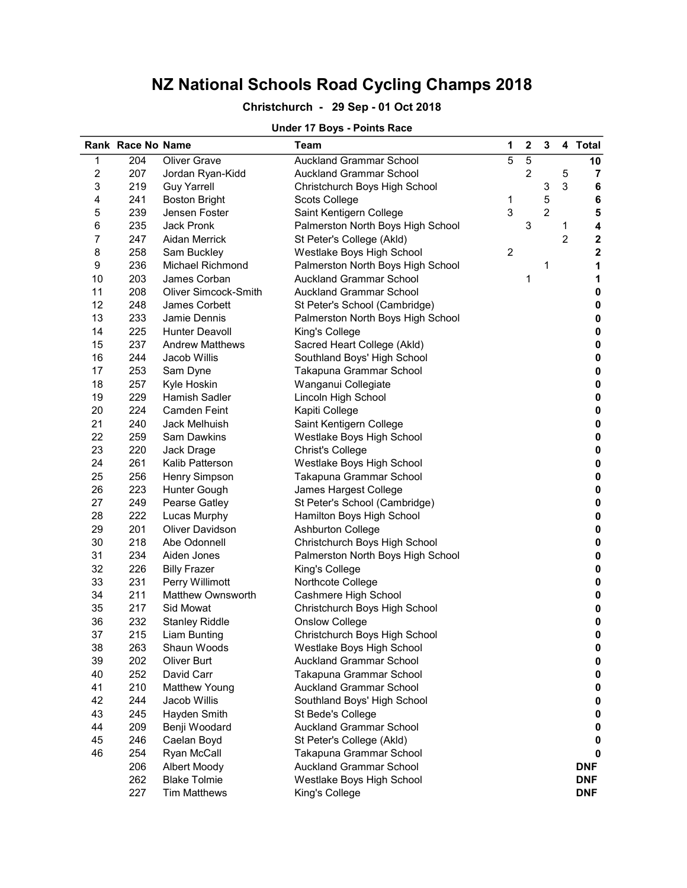# NZ National Schools Road Cycling Champs 2018

**Christchurch - 29 Sep - 01 Oct 2018**

**Under 17 Boys - Points Race**

| Rank | Race No | Name | Team | 1 | 2 | 3 | 4 | Total |
|---|---|---|---|---|---|---|---|---|
| 1 | 204 | Oliver Grave | Auckland Grammar School | 5 | 5 | | | **10** |
| 2 | 207 | Jordan Ryan-Kidd | Auckland Grammar School | | 2 | | 5 | **7** |
| 3 | 219 | Guy Yarrell | Christchurch Boys High School | | | 3 | 3 | **6** |
| 4 | 241 | Boston Bright | Scots College | 1 | | 5 | | **6** |
| 5 | 239 | Jensen Foster | Saint Kentigern College | 3 | | 2 | | **5** |
| 6 | 235 | Jack Pronk | Palmerston North Boys High School | | 3 | | 1 | **4** |
| 7 | 247 | Aidan Merrick | St Peter's College (Akld) | | | | 2 | **2** |
| 8 | 258 | Sam Buckley | Westlake Boys High School | 2 | | | | **2** |
| 9 | 236 | Michael Richmond | Palmerston North Boys High School | | | 1 | | **1** |
| 10 | 203 | James Corban | Auckland Grammar School | | 1 | | | **1** |
| 11 | 208 | Oliver Simcock-Smith | Auckland Grammar School | | | | | **0** |
| 12 | 248 | James Corbett | St Peter's School (Cambridge) | | | | | **0** |
| 13 | 233 | Jamie Dennis | Palmerston North Boys High School | | | | | **0** |
| 14 | 225 | Hunter Deavoll | King's College | | | | | **0** |
| 15 | 237 | Andrew Matthews | Sacred Heart College (Akld) | | | | | **0** |
| 16 | 244 | Jacob Willis | Southland Boys' High School | | | | | **0** |
| 17 | 253 | Sam Dyne | Takapuna Grammar School | | | | | **0** |
| 18 | 257 | Kyle Hoskin | Wanganui Collegiate | | | | | **0** |
| 19 | 229 | Hamish Sadler | Lincoln High School | | | | | **0** |
| 20 | 224 | Camden Feint | Kapiti College | | | | | **0** |
| 21 | 240 | Jack Melhuish | Saint Kentigern College | | | | | **0** |
| 22 | 259 | Sam Dawkins | Westlake Boys High School | | | | | **0** |
| 23 | 220 | Jack Drage | Christ's College | | | | | **0** |
| 24 | 261 | Kalib Patterson | Westlake Boys High School | | | | | **0** |
| 25 | 256 | Henry Simpson | Takapuna Grammar School | | | | | **0** |
| 26 | 223 | Hunter Gough | James Hargest College | | | | | **0** |
| 27 | 249 | Pearse Gatley | St Peter's School (Cambridge) | | | | | **0** |
| 28 | 222 | Lucas Murphy | Hamilton Boys High School | | | | | **0** |
| 29 | 201 | Oliver Davidson | Ashburton College | | | | | **0** |
| 30 | 218 | Abe Odonnell | Christchurch Boys High School | | | | | **0** |
| 31 | 234 | Aiden Jones | Palmerston North Boys High School | | | | | **0** |
| 32 | 226 | Billy Frazer | King's College | | | | | **0** |
| 33 | 231 | Perry Willimott | Northcote College | | | | | **0** |
| 34 | 211 | Matthew Ownsworth | Cashmere High School | | | | | **0** |
| 35 | 217 | Sid Mowat | Christchurch Boys High School | | | | | **0** |
| 36 | 232 | Stanley Riddle | Onslow College | | | | | **0** |
| 37 | 215 | Liam Bunting | Christchurch Boys High School | | | | | **0** |
| 38 | 263 | Shaun Woods | Westlake Boys High School | | | | | **0** |
| 39 | 202 | Oliver Burt | Auckland Grammar School | | | | | **0** |
| 40 | 252 | David Carr | Takapuna Grammar School | | | | | **0** |
| 41 | 210 | Matthew Young | Auckland Grammar School | | | | | **0** |
| 42 | 244 | Jacob Willis | Southland Boys' High School | | | | | **0** |
| 43 | 245 | Hayden Smith | St Bede's College | | | | | **0** |
| 44 | 209 | Benji Woodard | Auckland Grammar School | | | | | **0** |
| 45 | 246 | Caelan Boyd | St Peter's College (Akld) | | | | | **0** |
| 46 | 254 | Ryan McCall | Takapuna Grammar School | | | | | **0** |
| | 206 | Albert Moody | Auckland Grammar School | | | | | **DNF** |
| | 262 | Blake Tolmie | Westlake Boys High School | | | | | **DNF** |
| | 227 | Tim Matthews | King's College | | | | | **DNF** |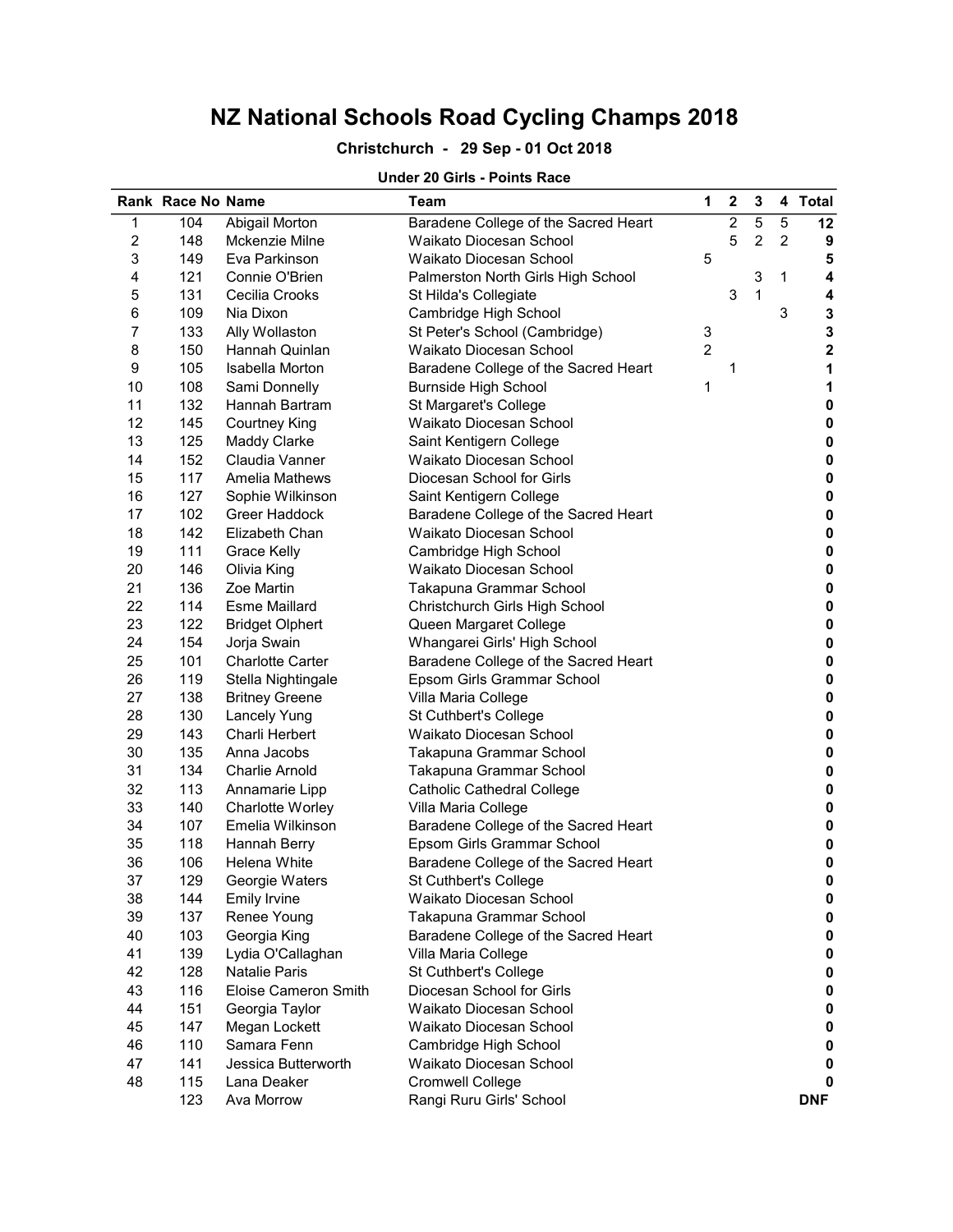# NZ National Schools Road Cycling Champs 2018

### Christchurch - 29 Sep - 01 Oct 2018

**Under 20 Girls - Points Race**

| Rank | Race No | Name | Team | 1 | 2 | 3 | 4 | Total |
|---|---|---|---|---|---|---|---|---|
| 1 | 104 | Abigail Morton | Baradene College of the Sacred Heart | | 2 | 5 | 5 | **12** |
| 2 | 148 | Mckenzie Milne | Waikato Diocesan School | | 5 | 2 | 2 | **9** |
| 3 | 149 | Eva Parkinson | Waikato Diocesan School | 5 | | | | **5** |
| 4 | 121 | Connie O'Brien | Palmerston North Girls High School | | | 3 | 1 | **4** |
| 5 | 131 | Cecilia Crooks | St Hilda's Collegiate | | 3 | 1 | | **4** |
| 6 | 109 | Nia Dixon | Cambridge High School | | | | 3 | **3** |
| 7 | 133 | Ally Wollaston | St Peter's School (Cambridge) | 3 | | | | **3** |
| 8 | 150 | Hannah Quinlan | Waikato Diocesan School | 2 | | | | **2** |
| 9 | 105 | Isabella Morton | Baradene College of the Sacred Heart | | 1 | | | **1** |
| 10 | 108 | Sami Donnelly | Burnside High School | 1 | | | | **1** |
| 11 | 132 | Hannah Bartram | St Margaret's College | | | | | **0** |
| 12 | 145 | Courtney King | Waikato Diocesan School | | | | | **0** |
| 13 | 125 | Maddy Clarke | Saint Kentigern College | | | | | **0** |
| 14 | 152 | Claudia Vanner | Waikato Diocesan School | | | | | **0** |
| 15 | 117 | Amelia Mathews | Diocesan School for Girls | | | | | **0** |
| 16 | 127 | Sophie Wilkinson | Saint Kentigern College | | | | | **0** |
| 17 | 102 | Greer Haddock | Baradene College of the Sacred Heart | | | | | **0** |
| 18 | 142 | Elizabeth Chan | Waikato Diocesan School | | | | | **0** |
| 19 | 111 | Grace Kelly | Cambridge High School | | | | | **0** |
| 20 | 146 | Olivia King | Waikato Diocesan School | | | | | **0** |
| 21 | 136 | Zoe Martin | Takapuna Grammar School | | | | | **0** |
| 22 | 114 | Esme Maillard | Christchurch Girls High School | | | | | **0** |
| 23 | 122 | Bridget Olphert | Queen Margaret College | | | | | **0** |
| 24 | 154 | Jorja Swain | Whangarei Girls' High School | | | | | **0** |
| 25 | 101 | Charlotte Carter | Baradene College of the Sacred Heart | | | | | **0** |
| 26 | 119 | Stella Nightingale | Epsom Girls Grammar School | | | | | **0** |
| 27 | 138 | Britney Greene | Villa Maria College | | | | | **0** |
| 28 | 130 | Lancely Yung | St Cuthbert's College | | | | | **0** |
| 29 | 143 | Charli Herbert | Waikato Diocesan School | | | | | **0** |
| 30 | 135 | Anna Jacobs | Takapuna Grammar School | | | | | **0** |
| 31 | 134 | Charlie Arnold | Takapuna Grammar School | | | | | **0** |
| 32 | 113 | Annamarie Lipp | Catholic Cathedral College | | | | | **0** |
| 33 | 140 | Charlotte Worley | Villa Maria College | | | | | **0** |
| 34 | 107 | Emelia Wilkinson | Baradene College of the Sacred Heart | | | | | **0** |
| 35 | 118 | Hannah Berry | Epsom Girls Grammar School | | | | | **0** |
| 36 | 106 | Helena White | Baradene College of the Sacred Heart | | | | | **0** |
| 37 | 129 | Georgie Waters | St Cuthbert's College | | | | | **0** |
| 38 | 144 | Emily Irvine | Waikato Diocesan School | | | | | **0** |
| 39 | 137 | Renee Young | Takapuna Grammar School | | | | | **0** |
| 40 | 103 | Georgia King | Baradene College of the Sacred Heart | | | | | **0** |
| 41 | 139 | Lydia O'Callaghan | Villa Maria College | | | | | **0** |
| 42 | 128 | Natalie Paris | St Cuthbert's College | | | | | **0** |
| 43 | 116 | Eloise Cameron Smith | Diocesan School for Girls | | | | | **0** |
| 44 | 151 | Georgia Taylor | Waikato Diocesan School | | | | | **0** |
| 45 | 147 | Megan Lockett | Waikato Diocesan School | | | | | **0** |
| 46 | 110 | Samara Fenn | Cambridge High School | | | | | **0** |
| 47 | 141 | Jessica Butterworth | Waikato Diocesan School | | | | | **0** |
| 48 | 115 | Lana Deaker | Cromwell College | | | | | **0** |
| | 123 | Ava Morrow | Rangi Ruru Girls' School | | | | | **DNF** |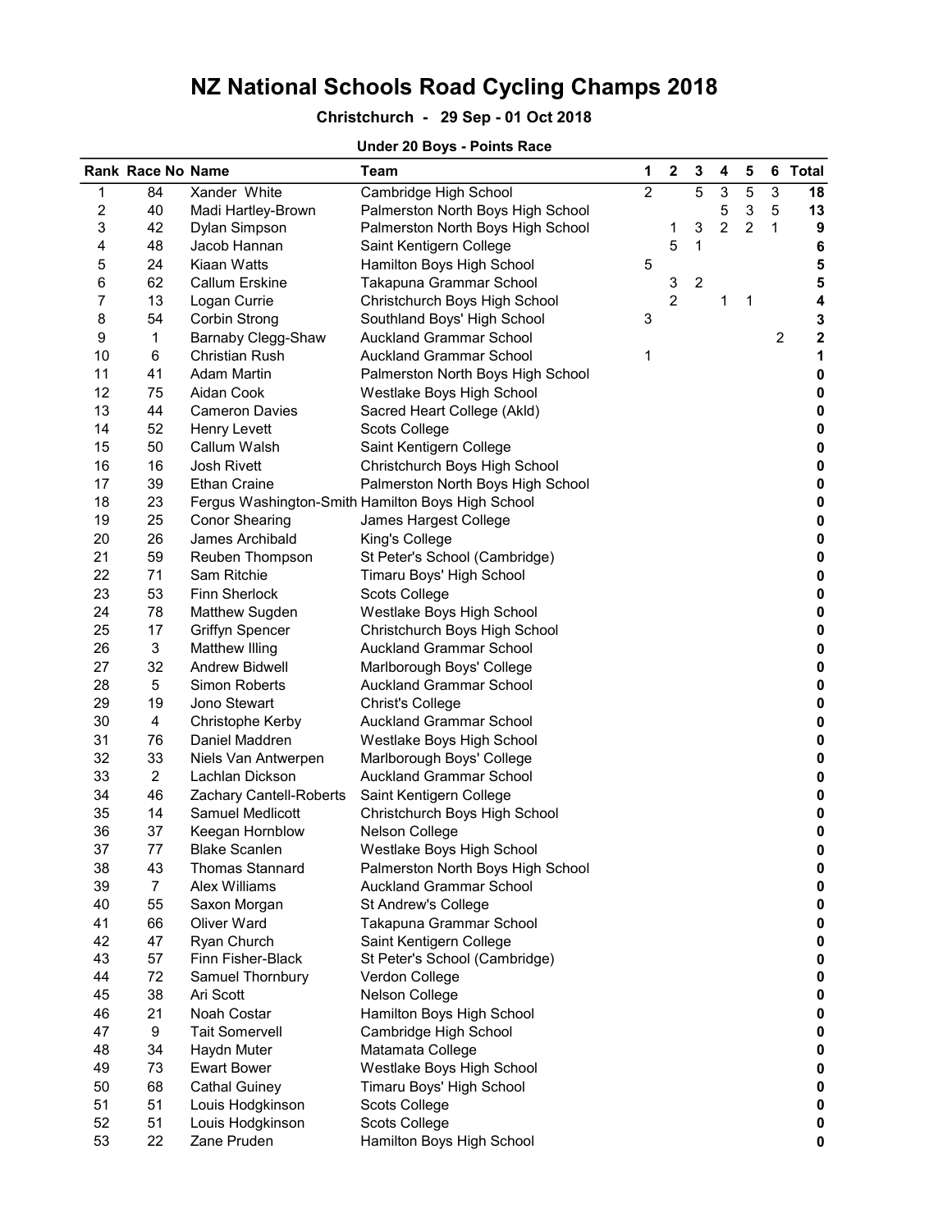# NZ National Schools Road Cycling Champs 2018

**Christchurch - 29 Sep - 01 Oct 2018**

**Under 20 Boys - Points Race**

| Rank | Race No | Name | Team | 1 | 2 | 3 | 4 | 5 | 6 | Total |
|---|---|---|---|---|---|---|---|---|---|---|
| 1 | 84 | Xander White | Cambridge High School | 2 | | 5 | 3 | 5 | 3 | **18** |
| 2 | 40 | Madi Hartley-Brown | Palmerston North Boys High School | | | | 5 | 3 | 5 | **13** |
| 3 | 42 | Dylan Simpson | Palmerston North Boys High School | | 1 | 3 | 2 | 2 | 1 | **9** |
| 4 | 48 | Jacob Hannan | Saint Kentigern College | | 5 | 1 | | | | **6** |
| 5 | 24 | Kiaan Watts | Hamilton Boys High School | 5 | | | | | | **5** |
| 6 | 62 | Callum Erskine | Takapuna Grammar School | | 3 | 2 | | | | **5** |
| 7 | 13 | Logan Currie | Christchurch Boys High School | | 2 | | 1 | 1 | | **4** |
| 8 | 54 | Corbin Strong | Southland Boys' High School | 3 | | | | | | **3** |
| 9 | 1 | Barnaby Clegg-Shaw | Auckland Grammar School | | | | | | 2 | **2** |
| 10 | 6 | Christian Rush | Auckland Grammar School | 1 | | | | | | **1** |
| 11 | 41 | Adam Martin | Palmerston North Boys High School | | | | | | | **0** |
| 12 | 75 | Aidan Cook | Westlake Boys High School | | | | | | | **0** |
| 13 | 44 | Cameron Davies | Sacred Heart College (Akld) | | | | | | | **0** |
| 14 | 52 | Henry Levett | Scots College | | | | | | | **0** |
| 15 | 50 | Callum Walsh | Saint Kentigern College | | | | | | | **0** |
| 16 | 16 | Josh Rivett | Christchurch Boys High School | | | | | | | **0** |
| 17 | 39 | Ethan Craine | Palmerston North Boys High School | | | | | | | **0** |
| 18 | 23 | Fergus Washington-Smith | Hamilton Boys High School | | | | | | | **0** |
| 19 | 25 | Conor Shearing | James Hargest College | | | | | | | **0** |
| 20 | 26 | James Archibald | King's College | | | | | | | **0** |
| 21 | 59 | Reuben Thompson | St Peter's School (Cambridge) | | | | | | | **0** |
| 22 | 71 | Sam Ritchie | Timaru Boys' High School | | | | | | | **0** |
| 23 | 53 | Finn Sherlock | Scots College | | | | | | | **0** |
| 24 | 78 | Matthew Sugden | Westlake Boys High School | | | | | | | **0** |
| 25 | 17 | Griffyn Spencer | Christchurch Boys High School | | | | | | | **0** |
| 26 | 3 | Matthew Illing | Auckland Grammar School | | | | | | | **0** |
| 27 | 32 | Andrew Bidwell | Marlborough Boys' College | | | | | | | **0** |
| 28 | 5 | Simon Roberts | Auckland Grammar School | | | | | | | **0** |
| 29 | 19 | Jono Stewart | Christ's College | | | | | | | **0** |
| 30 | 4 | Christophe Kerby | Auckland Grammar School | | | | | | | **0** |
| 31 | 76 | Daniel Maddren | Westlake Boys High School | | | | | | | **0** |
| 32 | 33 | Niels Van Antwerpen | Marlborough Boys' College | | | | | | | **0** |
| 33 | 2 | Lachlan Dickson | Auckland Grammar School | | | | | | | **0** |
| 34 | 46 | Zachary Cantell-Roberts | Saint Kentigern College | | | | | | | **0** |
| 35 | 14 | Samuel Medlicott | Christchurch Boys High School | | | | | | | **0** |
| 36 | 37 | Keegan Hornblow | Nelson College | | | | | | | **0** |
| 37 | 77 | Blake Scanlen | Westlake Boys High School | | | | | | | **0** |
| 38 | 43 | Thomas Stannard | Palmerston North Boys High School | | | | | | | **0** |
| 39 | 7 | Alex Williams | Auckland Grammar School | | | | | | | **0** |
| 40 | 55 | Saxon Morgan | St Andrew's College | | | | | | | **0** |
| 41 | 66 | Oliver Ward | Takapuna Grammar School | | | | | | | **0** |
| 42 | 47 | Ryan Church | Saint Kentigern College | | | | | | | **0** |
| 43 | 57 | Finn Fisher-Black | St Peter's School (Cambridge) | | | | | | | **0** |
| 44 | 72 | Samuel Thornbury | Verdon College | | | | | | | **0** |
| 45 | 38 | Ari Scott | Nelson College | | | | | | | **0** |
| 46 | 21 | Noah Costar | Hamilton Boys High School | | | | | | | **0** |
| 47 | 9 | Tait Somervell | Cambridge High School | | | | | | | **0** |
| 48 | 34 | Haydn Muter | Matamata College | | | | | | | **0** |
| 49 | 73 | Ewart Bower | Westlake Boys High School | | | | | | | **0** |
| 50 | 68 | Cathal Guiney | Timaru Boys' High School | | | | | | | **0** |
| 51 | 51 | Louis Hodgkinson | Scots College | | | | | | | **0** |
| 52 | 51 | Louis Hodgkinson | Scots College | | | | | | | **0** |
| 53 | 22 | Zane Pruden | Hamilton Boys High School | | | | | | | **0** |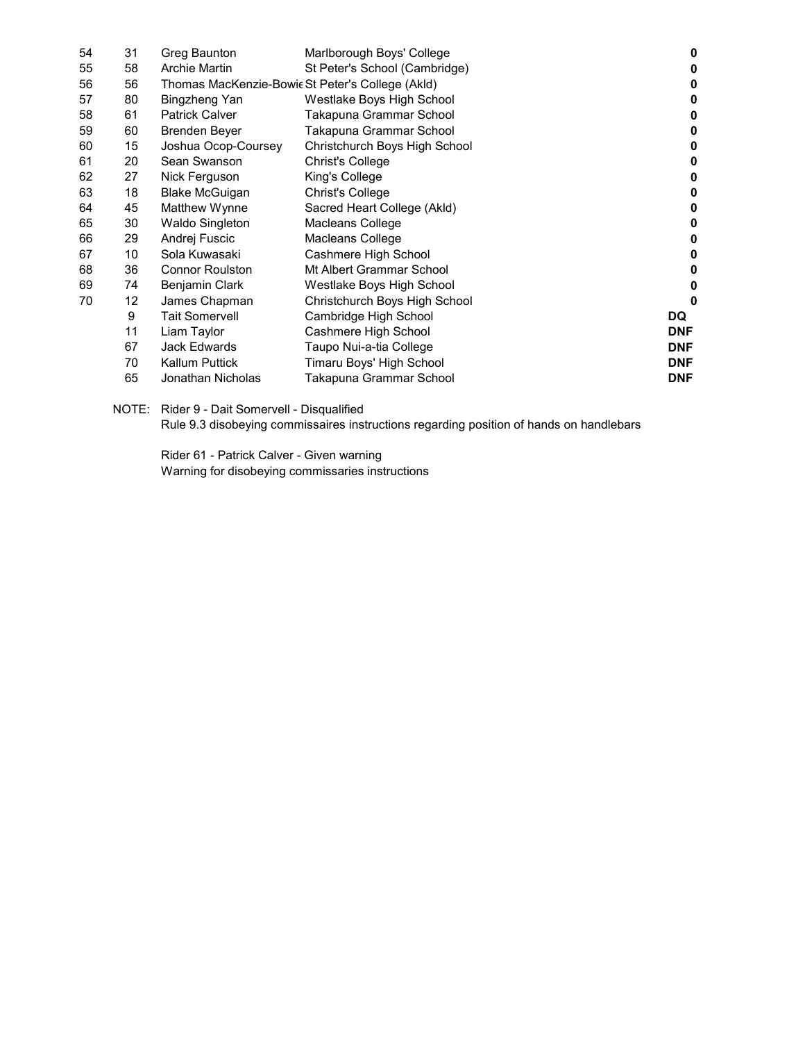| | | | | |
|---|---|---|---|---|
| 54 | 31 | Greg Baunton | Marlborough Boys' College | 0 |
| 55 | 58 | Archie Martin | St Peter's School (Cambridge) | 0 |
| 56 | 56 | Thomas MacKenzie-Bowie | St Peter's College (Akld) | 0 |
| 57 | 80 | Bingzheng Yan | Westlake Boys High School | 0 |
| 58 | 61 | Patrick Calver | Takapuna Grammar School | 0 |
| 59 | 60 | Brenden Beyer | Takapuna Grammar School | 0 |
| 60 | 15 | Joshua Ocop-Coursey | Christchurch Boys High School | 0 |
| 61 | 20 | Sean Swanson | Christ's College | 0 |
| 62 | 27 | Nick Ferguson | King's College | 0 |
| 63 | 18 | Blake McGuigan | Christ's College | 0 |
| 64 | 45 | Matthew Wynne | Sacred Heart College (Akld) | 0 |
| 65 | 30 | Waldo Singleton | Macleans College | 0 |
| 66 | 29 | Andrej Fuscic | Macleans College | 0 |
| 67 | 10 | Sola Kuwasaki | Cashmere High School | 0 |
| 68 | 36 | Connor Roulston | Mt Albert Grammar School | 0 |
| 69 | 74 | Benjamin Clark | Westlake Boys High School | 0 |
| 70 | 12 | James Chapman | Christchurch Boys High School | 0 |
| | 9 | Tait Somervell | Cambridge High School | **DQ** |
| | 11 | Liam Taylor | Cashmere High School | **DNF** |
| | 67 | Jack Edwards | Taupo Nui-a-tia College | **DNF** |
| | 70 | Kallum Puttick | Timaru Boys' High School | **DNF** |
| | 65 | Jonathan Nicholas | Takapuna Grammar School | **DNF** |

NOTE: Rider 9 - Dait Somervell - Disqualified
Rule 9.3 disobeying commissaires instructions regarding position of hands on handlebars

Rider 61 - Patrick Calver - Given warning
Warning for disobeying commissaries instructions